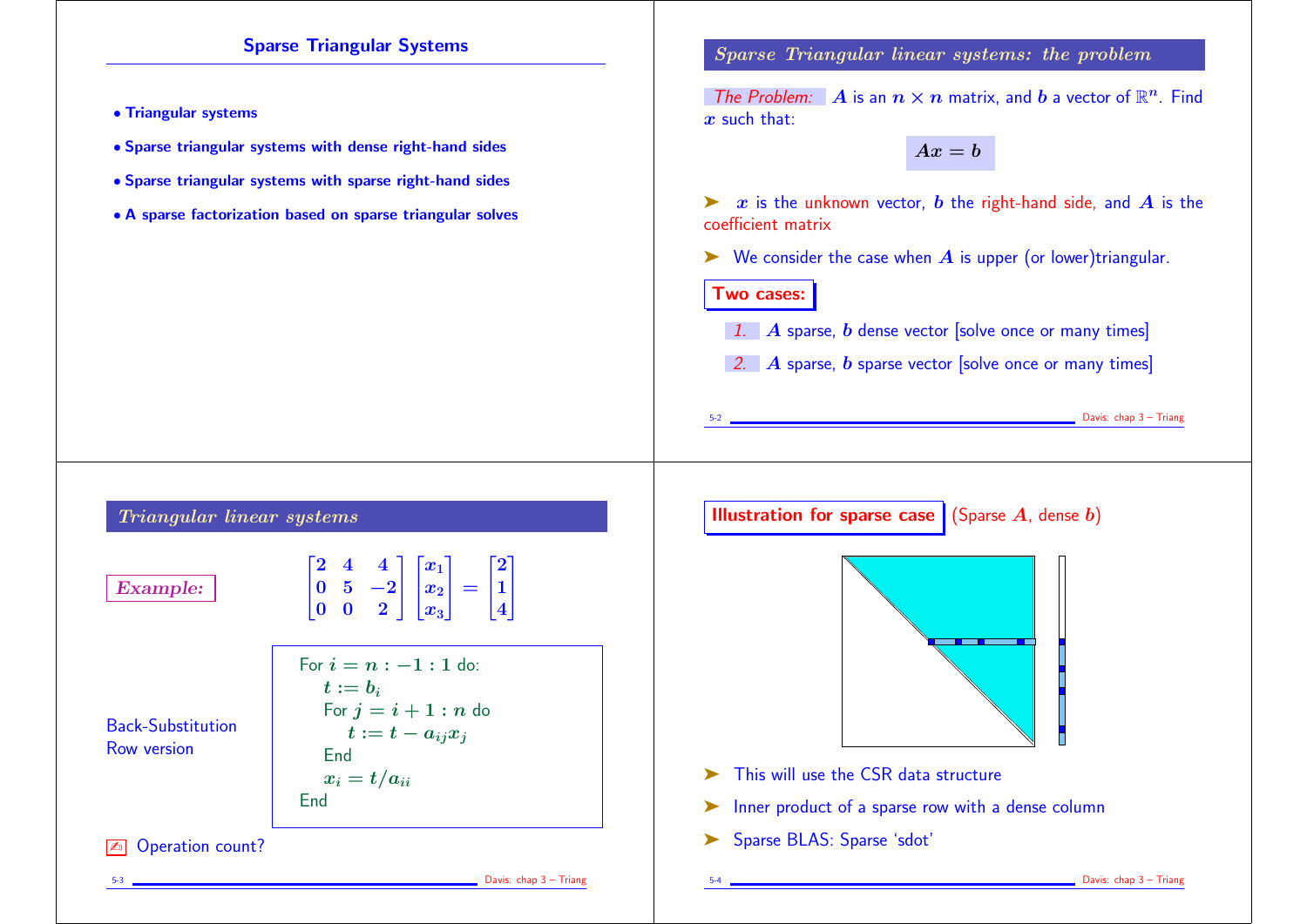## Sparse Triangular Systems

- **Triangular systems**
- **Sparse triangular systems with dense right-hand sides**
- **Sparse triangular systems with sparse right-hand sides**
- **A sparse factorization based on sparse triangular solves**

## *Sparse Triangular linear systems: the problem*

*The Problem:* $A$ is an $n \times n$ matrix, and $b$ a vector of $\mathbb{R}^n$. Find $x$ such that:

$$Ax = b$$

➤ $x$ is the unknown vector, $b$ the right-hand side, and $A$ is the coefficient matrix

➤ We consider the case when $A$ is upper (or lower)triangular.

**Two cases:**

1. $A$ sparse, $b$ dense vector [solve once or many times]
2. $A$ sparse, $b$ sparse vector [solve once or many times]

## *Triangular linear systems*

***Example:***

$$\begin{bmatrix} 2 & 4 & 4 \\ 0 & 5 & -2 \\ 0 & 0 & 2 \end{bmatrix} \begin{bmatrix} x_1 \\ x_2 \\ x_3 \end{bmatrix} = \begin{bmatrix} 2 \\ 1 \\ 4 \end{bmatrix}$$

Back-Substitution
Row version

```
For i = n : -1 : 1 do:
    t := b_i
    For j = i + 1 : n do
        t := t - a_ij x_j
    End
    x_i = t / a_ii
End
```

✍ Operation count?

## Illustration for sparse case (Sparse $A$, dense $b$)

➤ This will use the CSR data structure

➤ Inner product of a sparse row with a dense column

➤ Sparse BLAS: Sparse 'sdot'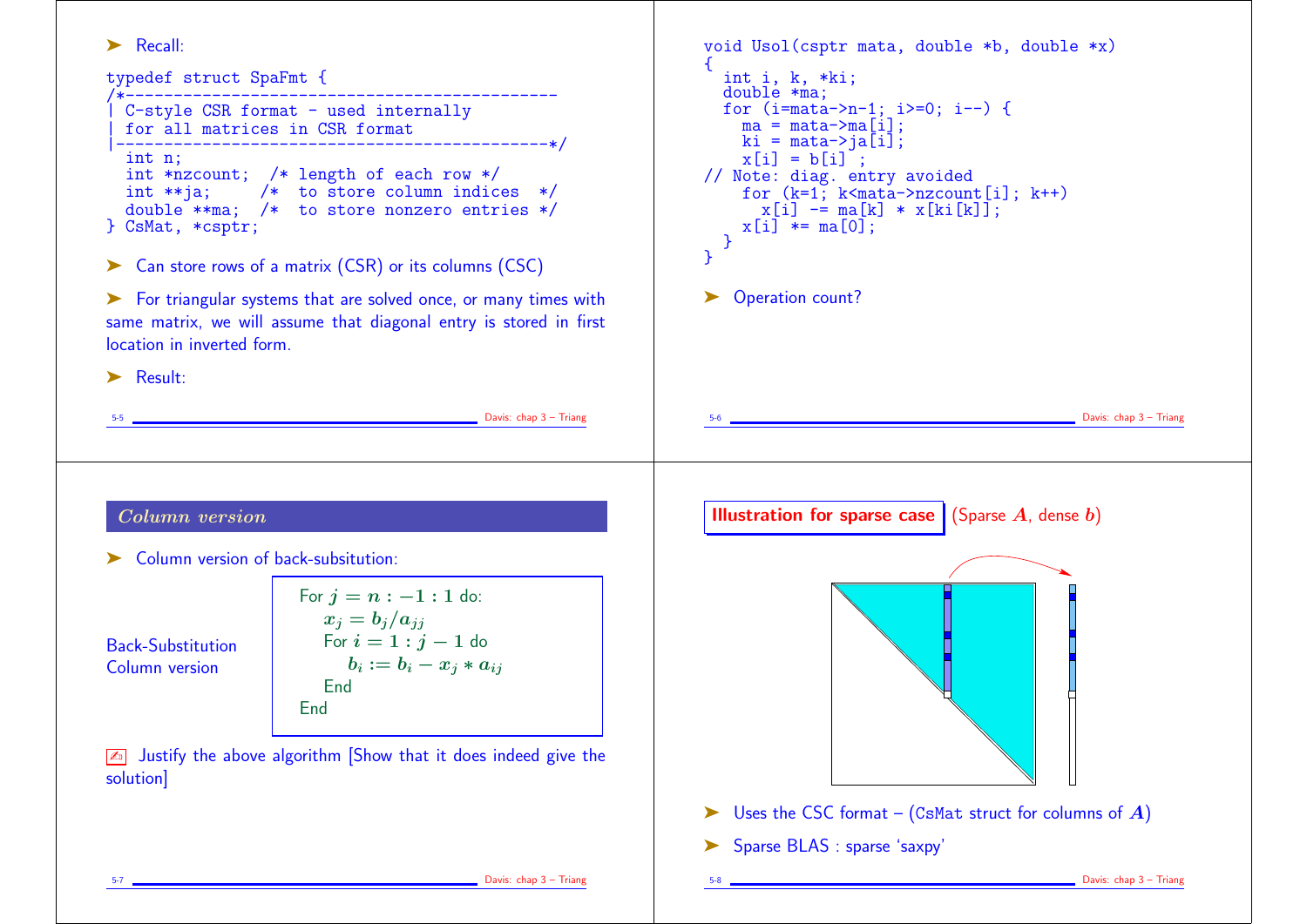- Recall:

```
typedef struct SpaFmt {
/*---------------------------------------------
| C-style CSR format - used internally
| for all matrices in CSR format
|---------------------------------------------*/
  int n;
  int *nzcount;  /* length of each row */
  int **ja;     /*  to store column indices  */
  double **ma;  /*  to store nonzero entries */
} CsMat, *csptr;
```

- Can store rows of a matrix (CSR) or its columns (CSC)

- For triangular systems that are solved once, or many times with same matrix, we will assume that diagonal entry is stored in first location in inverted form.

- Result:

```
void Usol(csptr mata, double *b, double *x)
{
  int i, k, *ki;
  double *ma;
  for (i=mata->n-1; i>=0; i--) {
    ma = mata->ma[i];
    ki = mata->ja[i];
    x[i] = b[i] ;
// Note: diag. entry avoided
    for (k=1; k<mata->nzcount[i]; k++)
      x[i] -= ma[k] * x[ki[k]];
    x[i] *= ma[0];
  }
}
```

- Operation count?

## Column version

- Column version of back-subsitution:

Back-Substitution Column version

> For $j = n : -1 : 1$ do:
>   $x_j = b_j / a_{jj}$
>   For $i = 1 : j - 1$ do
>     $b_i := b_i - x_j * a_{ij}$
>   End
> End

✍ Justify the above algorithm [Show that it does indeed give the solution]

## Illustration for sparse case (Sparse $A$, dense $b$)

- Uses the CSC format – (CsMat struct for columns of $A$)

- Sparse BLAS : sparse 'saxpy'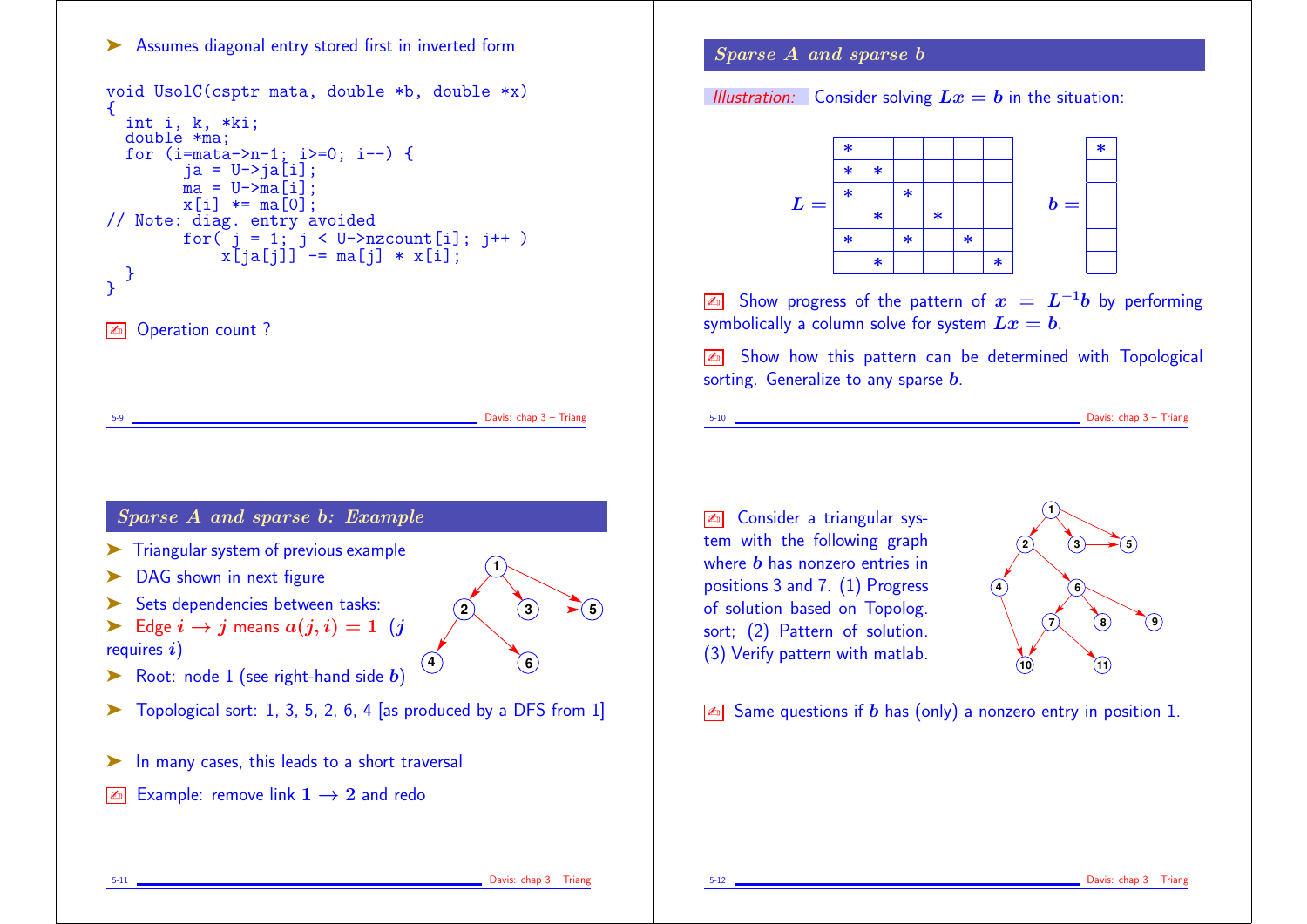- Assumes diagonal entry stored first in inverted form

```
void UsolC(csptr mata, double *b, double *x)
{
  int i, k, *ki;
  double *ma;
  for (i=mata->n-1; i>=0; i--) {
        ja = U->ja[i];
        ma = U->ma[i];
        x[i] *= ma[0];
// Note: diag. entry avoided
        for( j = 1; j < U->nzcount[i]; j++ )
            x[ja[j]] -= ma[j] * x[i];
  }
}
```

Operation count ?

## *Sparse A and sparse b*

*Illustration:* Consider solving $Lx = b$ in the situation:

$L =$

| | | | | | |
|---|---|---|---|---|---|
| * | | | | | |
| * | * | | | | |
| * | | * | | | |
| | * | | * | | |
| * | | * | | * | |
| | * | | | | * |

$b =$

| |
|---|
| * |
| |
| |
| |
| |
| |

Show progress of the pattern of $x = L^{-1}b$ by performing symbolically a column solve for system $Lx = b$.

Show how this pattern can be determined with Topological sorting. Generalize to any sparse $b$.

## *Sparse A and sparse b: Example*

- Triangular system of previous example
- DAG shown in next figure
- Sets dependencies between tasks:
- Edge $i \rightarrow j$ means $a(j,i) = 1$ ($j$ requires $i$)
- Root: node 1 (see right-hand side $b$)
- Topological sort: 1, 3, 5, 2, 6, 4 [as produced by a DFS from 1]
- In many cases, this leads to a short traversal

Example: remove link $1 \rightarrow 2$ and redo

Consider a triangular system with the following graph where $b$ has nonzero entries in positions 3 and 7. (1) Progress of solution based on Topolog. sort; (2) Pattern of solution. (3) Verify pattern with matlab.

Same questions if $b$ has (only) a nonzero entry in position 1.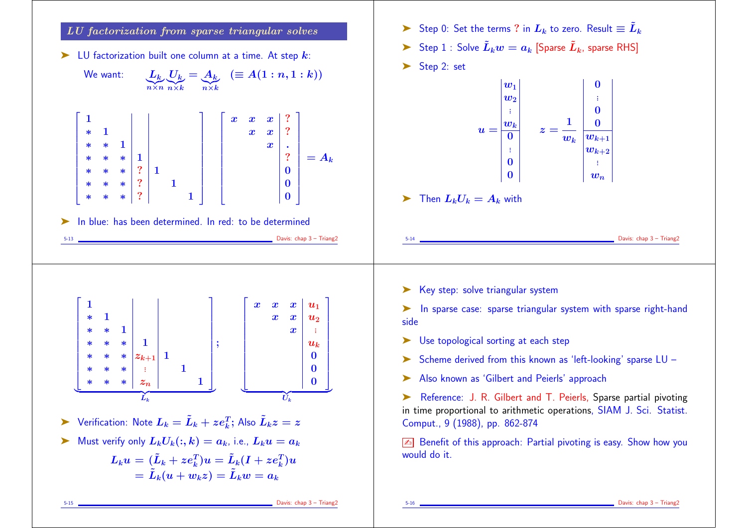## LU factorization from sparse triangular solves

➤ LU factorization built one column at a time. At step $k$:

We want: $\underbrace{L_k}_{n\times n}\underbrace{U_k}_{n\times k} = \underbrace{A_k}_{n\times k} \quad (\equiv A(1:n, 1:k))$

$$\left[\begin{array}{ccc|c|ccc} 1 & & & & & & \\ * & 1 & & & & & \\ * & * & 1 & & & & \\ * & * & * & 1 & & & \\ * & * & * & ? & 1 & & \\ * & * & * & ? & & 1 & \\ * & * & * & ? & & & 1 \end{array}\right] \left[\begin{array}{ccc|c} x & x & x & ? \\ & x & x & ? \\ & & x & . \\ & & & ? \\ & & & 0 \\ & & & 0 \\ & & & 0 \end{array}\right] = A_k$$

➤ In blue: has been determined. In red: to be determined

➤ Step 0: Set the terms $?$ in $L_k$ to zero. Result $\equiv \tilde{L}_k$

➤ Step 1 : Solve $\tilde{L}_k w = a_k$ [Sparse $\tilde{L}_k$, sparse RHS]

➤ Step 2: set

$$u = \left|\begin{array}{c} w_1 \\ w_2 \\ \vdots \\ w_k \\ \hline 0 \\ \vdots \\ 0 \\ 0 \end{array}\right| \qquad z = \frac{1}{w_k}\left|\begin{array}{c} 0 \\ \vdots \\ 0 \\ 0 \\ \hline w_{k+1} \\ w_{k+2} \\ \vdots \\ w_n \end{array}\right|$$

➤ Then $L_k U_k = A_k$ with

$$\underbrace{\left[\begin{array}{ccc|c|ccc} 1 & & & & & & \\ * & 1 & & & & & \\ * & * & 1 & & & & \\ * & * & * & 1 & & & \\ * & * & * & z_{k+1} & 1 & & \\ * & * & * & \vdots & & 1 & \\ * & * & * & z_n & & & 1 \end{array}\right]}_{L_k} ; \quad \underbrace{\left[\begin{array}{ccc|c} x & x & x & u_1 \\ & x & x & u_2 \\ & & x & \vdots \\ & & & u_k \\ & & & 0 \\ & & & 0 \\ & & & 0 \end{array}\right]}_{U_k}$$

➤ Verification: Note $L_k = \tilde{L}_k + z e_k^T$; Also $\tilde{L}_k z = z$

➤ Must verify only $L_k U_k(:,k) = a_k$, i.e., $L_k u = a_k$

$$\begin{aligned} L_k u &= (\tilde{L}_k + z e_k^T) u = \tilde{L}_k (I + z e_k^T) u \\ &= \tilde{L}_k (u + w_k z) = \tilde{L}_k w = a_k \end{aligned}$$

➤ Key step: solve triangular system

➤ In sparse case: sparse triangular system with sparse right-hand side

➤ Use topological sorting at each step

➤ Scheme derived from this known as 'left-looking' sparse LU –

➤ Also known as 'Gilbert and Peierls' approach

➤ Reference: J. R. Gilbert and T. Peierls, Sparse partial pivoting in time proportional to arithmetic operations, SIAM J. Sci. Statist. Comput., 9 (1988), pp. 862-874

✍ Benefit of this approach: Partial pivoting is easy. Show how you would do it.